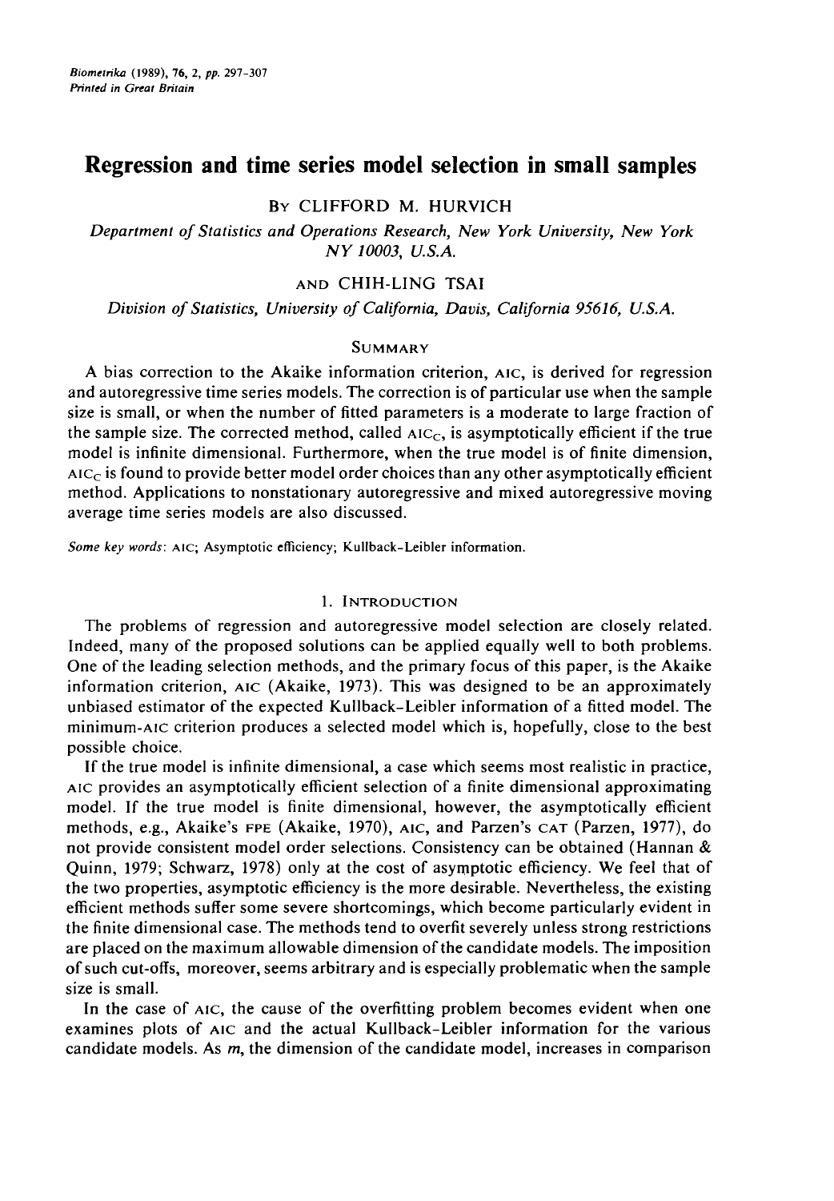# Regression and time series model selection in small samples

By CLIFFORD M. HURVICH

*Department of Statistics and Operations Research, New York University, New York NY 10003, U.S.A.*

AND CHIH-LING TSAI

*Division of Statistics, University of California, Davis, California 95616, U.S.A.*

## Summary

A bias correction to the Akaike information criterion, AIC, is derived for regression and autoregressive time series models. The correction is of particular use when the sample size is small, or when the number of fitted parameters is a moderate to large fraction of the sample size. The corrected method, called $\text{AIC}_\text{C}$, is asymptotically efficient if the true model is infinite dimensional. Furthermore, when the true model is of finite dimension, $\text{AIC}_\text{C}$ is found to provide better model order choices than any other asymptotically efficient method. Applications to nonstationary autoregressive and mixed autoregressive moving average time series models are also discussed.

*Some key words*: AIC; Asymptotic efficiency; Kullback-Leibler information.

## 1. Introduction

The problems of regression and autoregressive model selection are closely related. Indeed, many of the proposed solutions can be applied equally well to both problems. One of the leading selection methods, and the primary focus of this paper, is the Akaike information criterion, AIC (Akaike, 1973). This was designed to be an approximately unbiased estimator of the expected Kullback-Leibler information of a fitted model. The minimum-AIC criterion produces a selected model which is, hopefully, close to the best possible choice.

If the true model is infinite dimensional, a case which seems most realistic in practice, AIC provides an asymptotically efficient selection of a finite dimensional approximating model. If the true model is finite dimensional, however, the asymptotically efficient methods, e.g., Akaike's FPE (Akaike, 1970), AIC, and Parzen's CAT (Parzen, 1977), do not provide consistent model order selections. Consistency can be obtained (Hannan & Quinn, 1979; Schwarz, 1978) only at the cost of asymptotic efficiency. We feel that of the two properties, asymptotic efficiency is the more desirable. Nevertheless, the existing efficient methods suffer some severe shortcomings, which become particularly evident in the finite dimensional case. The methods tend to overfit severely unless strong restrictions are placed on the maximum allowable dimension of the candidate models. The imposition of such cut-offs, moreover, seems arbitrary and is especially problematic when the sample size is small.

In the case of AIC, the cause of the overfitting problem becomes evident when one examines plots of AIC and the actual Kullback-Leibler information for the various candidate models. As $m$, the dimension of the candidate model, increases in comparison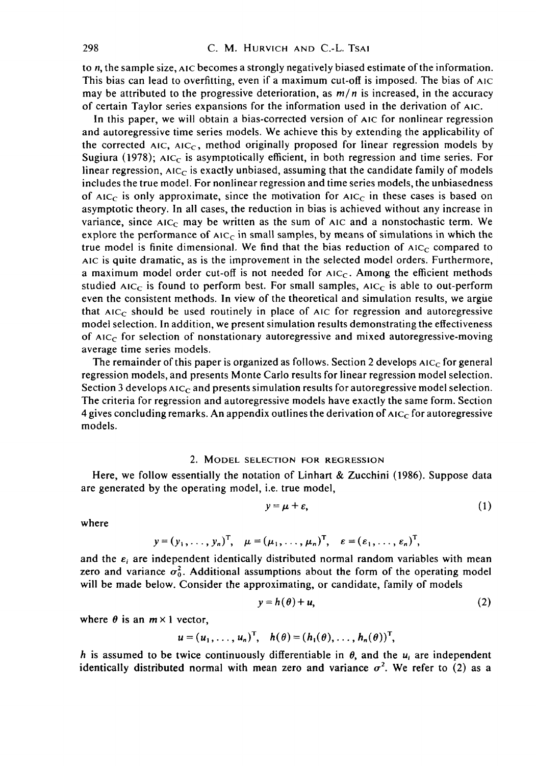to $n$, the sample size, AIC becomes a strongly negatively biased estimate of the information. This bias can lead to overfitting, even if a maximum cut-off is imposed. The bias of AIC may be attributed to the progressive deterioration, as $m/n$ is increased, in the accuracy of certain Taylor series expansions for the information used in the derivation of AIC.

In this paper, we will obtain a bias-corrected version of AIC for nonlinear regression and autoregressive time series models. We achieve this by extending the applicability of the corrected AIC, $\text{AIC}_\text{C}$, method originally proposed for linear regression models by Sugiura (1978); $\text{AIC}_\text{C}$ is asymptotically efficient, in both regression and time series. For linear regression, $\text{AIC}_\text{C}$ is exactly unbiased, assuming that the candidate family of models includes the true model. For nonlinear regression and time series models, the unbiasedness of $\text{AIC}_\text{C}$ is only approximate, since the motivation for $\text{AIC}_\text{C}$ in these cases is based on asymptotic theory. In all cases, the reduction in bias is achieved without any increase in variance, since $\text{AIC}_\text{C}$ may be written as the sum of AIC and a nonstochastic term. We explore the performance of $\text{AIC}_\text{C}$ in small samples, by means of simulations in which the true model is finite dimensional. We find that the bias reduction of $\text{AIC}_\text{C}$ compared to AIC is quite dramatic, as is the improvement in the selected model orders. Furthermore, a maximum model order cut-off is not needed for $\text{AIC}_\text{C}$. Among the efficient methods studied $\text{AIC}_\text{C}$ is found to perform best. For small samples, $\text{AIC}_\text{C}$ is able to out-perform even the consistent methods. In view of the theoretical and simulation results, we argue that $\text{AIC}_\text{C}$ should be used routinely in place of AIC for regression and autoregressive model selection. In addition, we present simulation results demonstrating the effectiveness of $\text{AIC}_\text{C}$ for selection of nonstationary autoregressive and mixed autoregressive-moving average time series models.

The remainder of this paper is organized as follows. Section 2 develops $\text{AIC}_\text{C}$ for general regression models, and presents Monte Carlo results for linear regression model selection. Section 3 develops $\text{AIC}_\text{C}$ and presents simulation results for autoregressive model selection. The criteria for regression and autoregressive models have exactly the same form. Section 4 gives concluding remarks. An appendix outlines the derivation of $\text{AIC}_\text{C}$ for autoregressive models.

## 2. Model selection for regression

Here, we follow essentially the notation of Linhart & Zucchini (1986). Suppose data are generated by the operating model, i.e. true model,

$$y = \mu + \varepsilon, \tag{1}$$

where

$$y = (y_1, \ldots, y_n)^\text{T}, \quad \mu = (\mu_1, \ldots, \mu_n)^\text{T}, \quad \varepsilon = (\varepsilon_1, \ldots, \varepsilon_n)^\text{T},$$

and the $\varepsilon_i$ are independent identically distributed normal random variables with mean zero and variance $\sigma_0^2$. Additional assumptions about the form of the operating model will be made below. Consider the approximating, or candidate, family of models

$$y = h(\theta) + u, \tag{2}$$

where $\theta$ is an $m \times 1$ vector,

$$u = (u_1, \ldots, u_n)^\text{T}, \quad h(\theta) = (h_1(\theta), \ldots, h_n(\theta))^\text{T},$$

$h$ is assumed to be twice continuously differentiable in $\theta$, and the $u_i$ are independent identically distributed normal with mean zero and variance $\sigma^2$. We refer to (2) as a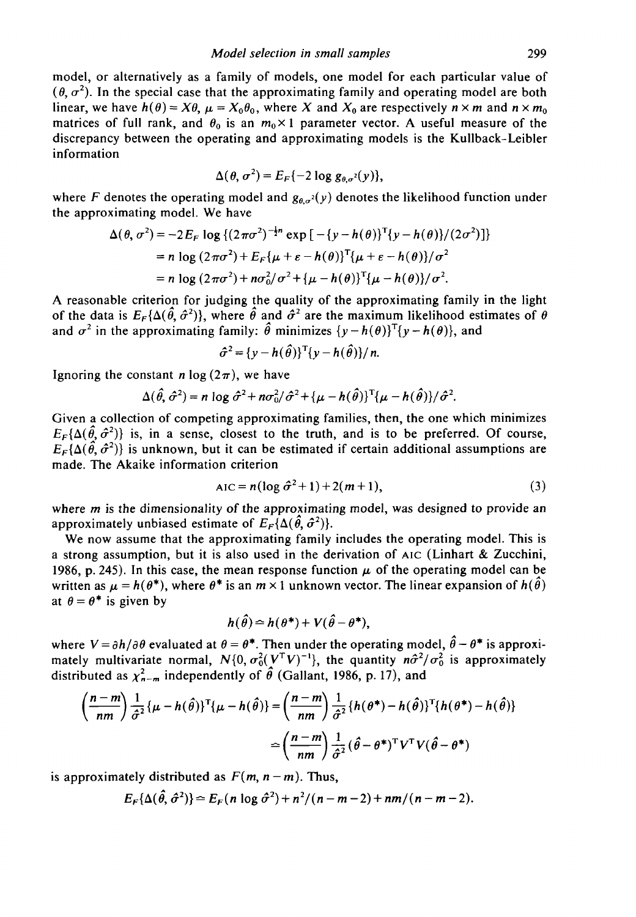model, or alternatively as a family of models, one model for each particular value of $(\theta, \sigma^2)$. In the special case that the approximating family and operating model are both linear, we have $h(\theta) = X\theta$, $\mu = X_0\theta_0$, where $X$ and $X_0$ are respectively $n \times m$ and $n \times m_0$ matrices of full rank, and $\theta_0$ is an $m_0 \times 1$ parameter vector. A useful measure of the discrepancy between the operating and approximating models is the Kullback-Leibler information

$$\Delta(\theta, \sigma^2) = E_F\{-2 \log g_{\theta,\sigma^2}(y)\},$$

where $F$ denotes the operating model and $g_{\theta,\sigma^2}(y)$ denotes the likelihood function under the approximating model. We have

$$\begin{aligned}
\Delta(\theta, \sigma^2) &= -2E_F \log\{(2\pi\sigma^2)^{-\frac{1}{2}n} \exp[-\{y - h(\theta)\}^{\mathrm{T}}\{y - h(\theta)\}/(2\sigma^2)]\} \\
&= n \log(2\pi\sigma^2) + E_F\{\mu + \varepsilon - h(\theta)\}^{\mathrm{T}}\{\mu + \varepsilon - h(\theta)\}/\sigma^2 \\
&= n \log(2\pi\sigma^2) + n\sigma_0^2/\sigma^2 + \{\mu - h(\theta)\}^{\mathrm{T}}\{\mu - h(\theta)\}/\sigma^2.
\end{aligned}$$

A reasonable criterion for judging the quality of the approximating family in the light of the data is $E_F\{\Delta(\hat{\theta}, \hat{\sigma}^2)\}$, where $\hat{\theta}$ and $\hat{\sigma}^2$ are the maximum likelihood estimates of $\theta$ and $\sigma^2$ in the approximating family: $\hat{\theta}$ minimizes $\{y - h(\theta)\}^{\mathrm{T}}\{y - h(\theta)\}$, and

$$\hat{\sigma}^2 = \{y - h(\hat{\theta})\}^{\mathrm{T}}\{y - h(\hat{\theta})\}/n.$$

Ignoring the constant $n \log(2\pi)$, we have

$$\Delta(\hat{\theta}, \hat{\sigma}^2) = n \log \hat{\sigma}^2 + n\sigma_0^2/\hat{\sigma}^2 + \{\mu - h(\hat{\theta})\}^{\mathrm{T}}\{\mu - h(\hat{\theta})\}/\hat{\sigma}^2.$$

Given a collection of competing approximating families, then, the one which minimizes $E_F\{\Delta(\hat{\theta}, \hat{\sigma}^2)\}$ is, in a sense, closest to the truth, and is to be preferred. Of course, $E_F\{\Delta(\hat{\theta}, \hat{\sigma}^2)\}$ is unknown, but it can be estimated if certain additional assumptions are made. The Akaike information criterion

$$\text{AIC} = n(\log \hat{\sigma}^2 + 1) + 2(m + 1), \tag{3}$$

where $m$ is the dimensionality of the approximating model, was designed to provide an approximately unbiased estimate of $E_F\{\Delta(\hat{\theta}, \hat{\sigma}^2)\}$.

We now assume that the approximating family includes the operating model. This is a strong assumption, but it is also used in the derivation of AIC (Linhart & Zucchini, 1986, p. 245). In this case, the mean response function $\mu$ of the operating model can be written as $\mu = h(\theta^*)$, where $\theta^*$ is an $m \times 1$ unknown vector. The linear expansion of $h(\hat{\theta})$ at $\theta = \theta^*$ is given by

$$h(\hat{\theta}) \simeq h(\theta^*) + V(\hat{\theta} - \theta^*),$$

where $V = \partial h/\partial\theta$ evaluated at $\theta = \theta^*$. Then under the operating model, $\hat{\theta} - \theta^*$ is approximately multivariate normal, $N\{0, \sigma_0^2(V^{\mathrm{T}}V)^{-1}\}$, the quantity $n\hat{\sigma}^2/\sigma_0^2$ is approximately distributed as $\chi^2_{n-m}$ independently of $\hat{\theta}$ (Gallant, 1986, p. 17), and

$$\begin{aligned}
\left(\frac{n-m}{nm}\right)\frac{1}{\hat{\sigma}^2}\{\mu - h(\hat{\theta})\}^{\mathrm{T}}\{\mu - h(\hat{\theta})\} &= \left(\frac{n-m}{nm}\right)\frac{1}{\hat{\sigma}^2}\{h(\theta^*) - h(\hat{\theta})\}^{\mathrm{T}}\{h(\theta^*) - h(\hat{\theta})\} \\
&\simeq \left(\frac{n-m}{nm}\right)\frac{1}{\hat{\sigma}^2}(\hat{\theta} - \theta^*)^{\mathrm{T}}V^{\mathrm{T}}V(\hat{\theta} - \theta^*)
\end{aligned}$$

is approximately distributed as $F(m, n-m)$. Thus,

$$E_F\{\Delta(\hat{\theta}, \hat{\sigma}^2)\} \simeq E_F(n \log \hat{\sigma}^2) + n^2/(n-m-2) + nm/(n-m-2).$$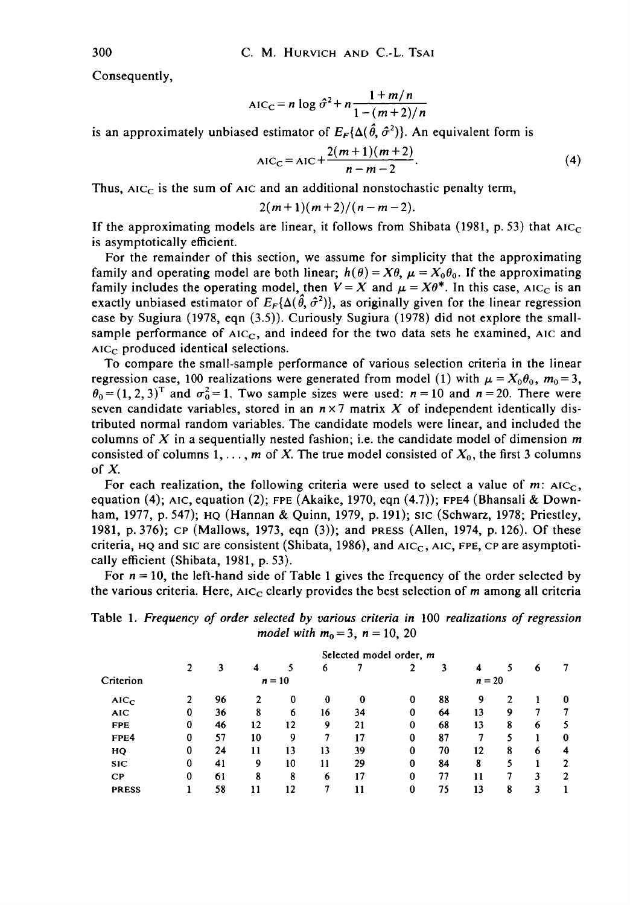Consequently,

$$\text{AIC}_C = n \log \hat{\sigma}^2 + n \frac{1 + m/n}{1 - (m+2)/n}$$

is an approximately unbiased estimator of $E_F\{\Delta(\hat{\theta}, \hat{\sigma}^2)\}$. An equivalent form is

$$\text{AIC}_C = \text{AIC} + \frac{2(m+1)(m+2)}{n - m - 2}. \tag{4}$$

Thus, $\text{AIC}_C$ is the sum of AIC and an additional nonstochastic penalty term,

$$2(m+1)(m+2)/(n-m-2).$$

If the approximating models are linear, it follows from Shibata (1981, p. 53) that $\text{AIC}_C$ is asymptotically efficient.

For the remainder of this section, we assume for simplicity that the approximating family and operating model are both linear; $h(\theta) = X\theta$, $\mu = X_0\theta_0$. If the approximating family includes the operating model, then $V = X$ and $\mu = X\theta^*$. In this case, $\text{AIC}_C$ is an exactly unbiased estimator of $E_F\{\Delta(\hat{\theta}, \hat{\sigma}^2)\}$, as originally given for the linear regression case by Sugiura (1978, eqn (3.5)). Curiously Sugiura (1978) did not explore the small-sample performance of $\text{AIC}_C$, and indeed for the two data sets he examined, AIC and $\text{AIC}_C$ produced identical selections.

To compare the small-sample performance of various selection criteria in the linear regression case, 100 realizations were generated from model (1) with $\mu = X_0\theta_0$, $m_0 = 3$, $\theta_0 = (1, 2, 3)^T$ and $\sigma_0^2 = 1$. Two sample sizes were used: $n = 10$ and $n = 20$. There were seven candidate variables, stored in an $n \times 7$ matrix $X$ of independent identically distributed normal random variables. The candidate models were linear, and included the columns of $X$ in a sequentially nested fashion; i.e. the candidate model of dimension $m$ consisted of columns $1, \ldots, m$ of $X$. The true model consisted of $X_0$, the first 3 columns of $X$.

For each realization, the following criteria were used to select a value of $m$: $\text{AIC}_C$, equation (4); AIC, equation (2); FPE (Akaike, 1970, eqn (4.7)); FPE4 (Bhansali & Downham, 1977, p. 547); HQ (Hannan & Quinn, 1979, p. 191); SIC (Schwarz, 1978; Priestley, 1981, p. 376); CP (Mallows, 1973, eqn (3)); and PRESS (Allen, 1974, p. 126). Of these criteria, HQ and SIC are consistent (Shibata, 1986), and $\text{AIC}_C$, AIC, FPE, CP are asymptotically efficient (Shibata, 1981, p. 53).

For $n = 10$, the left-hand side of Table 1 gives the frequency of the order selected by the various criteria. Here, $\text{AIC}_C$ clearly provides the best selection of $m$ among all criteria

Table 1. *Frequency of order selected by various criteria in* 100 *realizations of regression model with* $m_0 = 3$, $n = 10$, $20$

| | Selected model order, $m$ | | | | | | | | | | | |
|---|---|---|---|---|---|---|---|---|---|---|---|---|
| | $n = 10$ | | | | | | $n = 20$ | | | | | |
| Criterion | 2 | 3 | 4 | 5 | 6 | 7 | 2 | 3 | 4 | 5 | 6 | 7 |
| $\text{AIC}_C$ | 2 | 96 | 2 | 0 | 0 | 0 | 0 | 88 | 9 | 2 | 1 | 0 |
| AIC | 0 | 36 | 8 | 6 | 16 | 34 | 0 | 64 | 13 | 9 | 7 | 7 |
| FPE | 0 | 46 | 12 | 12 | 9 | 21 | 0 | 68 | 13 | 8 | 6 | 5 |
| FPE4 | 0 | 57 | 10 | 9 | 7 | 17 | 0 | 87 | 7 | 5 | 1 | 0 |
| HQ | 0 | 24 | 11 | 13 | 13 | 39 | 0 | 70 | 12 | 8 | 6 | 4 |
| SIC | 0 | 41 | 9 | 10 | 11 | 29 | 0 | 84 | 8 | 5 | 1 | 2 |
| CP | 0 | 61 | 8 | 8 | 6 | 17 | 0 | 77 | 11 | 7 | 3 | 2 |
| PRESS | 1 | 58 | 11 | 12 | 7 | 11 | 0 | 75 | 13 | 8 | 3 | 1 |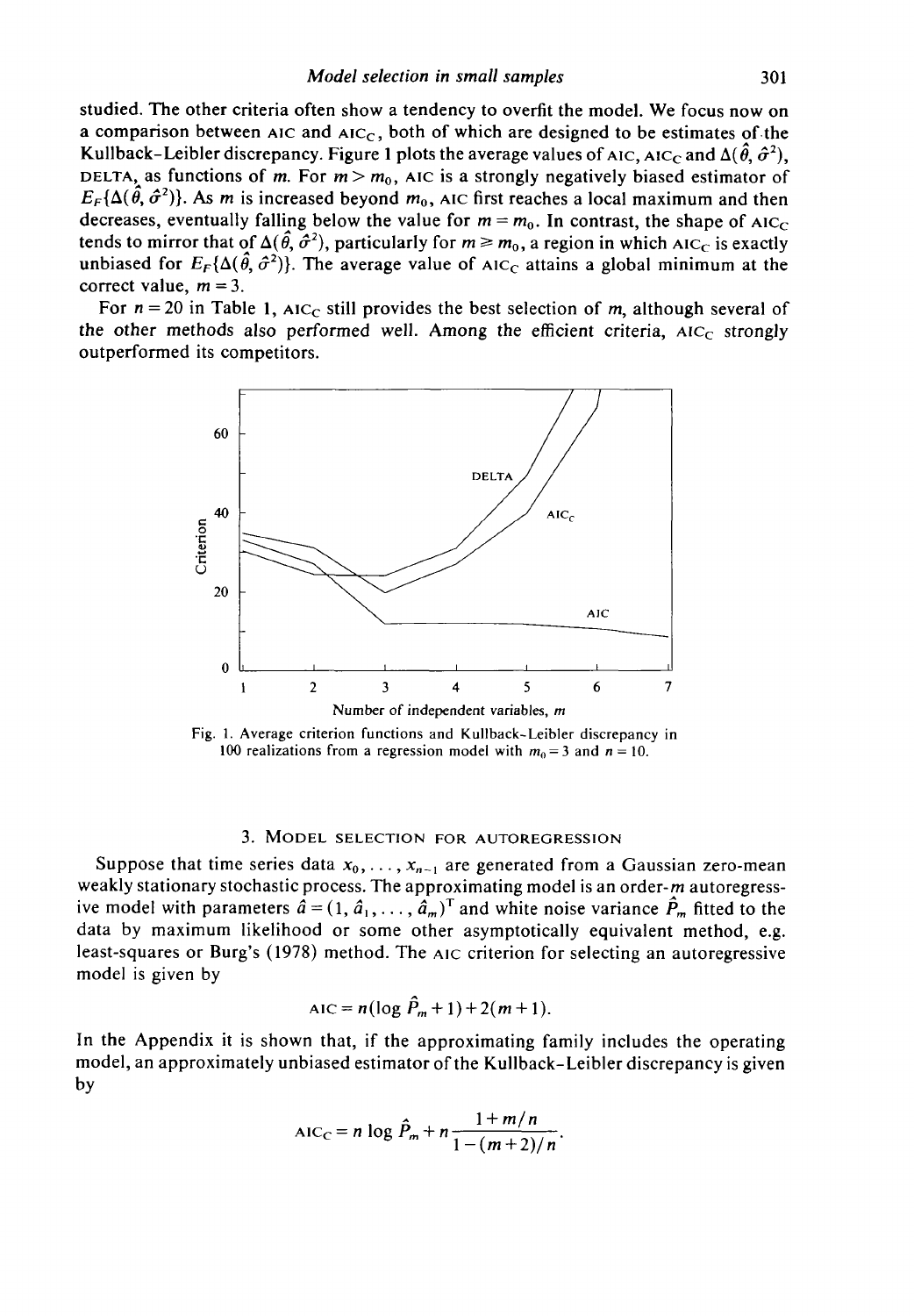studied. The other criteria often show a tendency to overfit the model. We focus now on a comparison between AIC and $\text{AIC}_C$, both of which are designed to be estimates of the Kullback–Leibler discrepancy. Figure 1 plots the average values of AIC, $\text{AIC}_C$ and $\Delta(\hat{\theta}, \hat{\sigma}^2)$, DELTA, as functions of $m$. For $m > m_0$, AIC is a strongly negatively biased estimator of $E_F\{\Delta(\hat{\theta}, \hat{\sigma}^2)\}$. As $m$ is increased beyond $m_0$, AIC first reaches a local maximum and then decreases, eventually falling below the value for $m = m_0$. In contrast, the shape of $\text{AIC}_C$ tends to mirror that of $\Delta(\hat{\theta}, \hat{\sigma}^2)$, particularly for $m \geq m_0$, a region in which $\text{AIC}_C$ is exactly unbiased for $E_F\{\Delta(\hat{\theta}, \hat{\sigma}^2)\}$. The average value of $\text{AIC}_C$ attains a global minimum at the correct value, $m = 3$.

For $n = 20$ in Table 1, $\text{AIC}_C$ still provides the best selection of $m$, although several of the other methods also performed well. Among the efficient criteria, $\text{AIC}_C$ strongly outperformed its competitors.

Criterion

60

40

20

0

DELTA

$\text{AIC}_C$

AIC

1 2 3 4 5 6 7

Number of independent variables, $m$

Fig. 1. Average criterion functions and Kullback–Leibler discrepancy in 100 realizations from a regression model with $m_0 = 3$ and $n = 10$.

## 3. Model selection for autoregression

Suppose that time series data $x_0, \ldots, x_{n-1}$ are generated from a Gaussian zero-mean weakly stationary stochastic process. The approximating model is an order-$m$ autoregressive model with parameters $\hat{a} = (1, \hat{a}_1, \ldots, \hat{a}_m)^T$ and white noise variance $\hat{P}_m$ fitted to the data by maximum likelihood or some other asymptotically equivalent method, e.g. least-squares or Burg's (1978) method. The AIC criterion for selecting an autoregressive model is given by

$$\text{AIC} = n(\log \hat{P}_m + 1) + 2(m+1).$$

In the Appendix it is shown that, if the approximating family includes the operating model, an approximately unbiased estimator of the Kullback–Leibler discrepancy is given by

$$\text{AIC}_C = n \log \hat{P}_m + n \frac{1 + m/n}{1 - (m+2)/n}.$$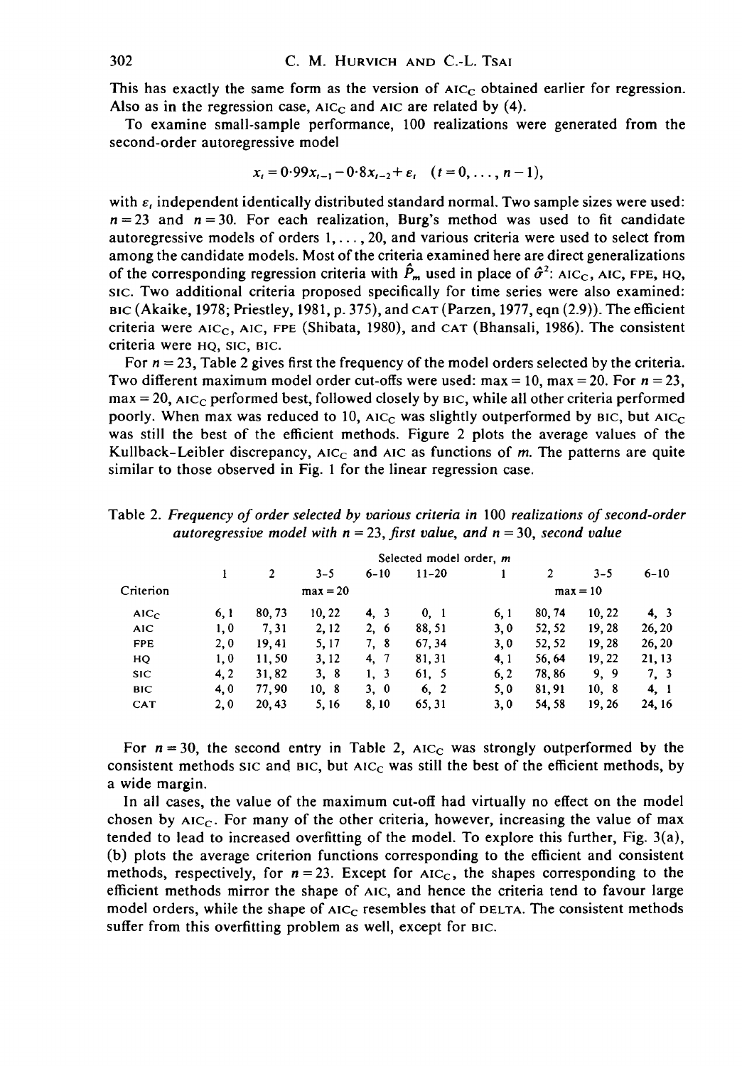This has exactly the same form as the version of $\text{AIC}_C$ obtained earlier for regression. Also as in the regression case, $\text{AIC}_C$ and AIC are related by (4).

To examine small-sample performance, 100 realizations were generated from the second-order autoregressive model

$$x_t = 0{\cdot}99x_{t-1} - 0{\cdot}8x_{t-2} + \varepsilon_t \quad (t = 0, \ldots, n-1),$$

with $\varepsilon_t$ independent identically distributed standard normal. Two sample sizes were used: $n = 23$ and $n = 30$. For each realization, Burg's method was used to fit candidate autoregressive models of orders $1, \ldots, 20$, and various criteria were used to select from among the candidate models. Most of the criteria examined here are direct generalizations of the corresponding regression criteria with $\hat{P}_m$ used in place of $\hat{\sigma}^2$: $\text{AIC}_C$, AIC, FPE, HQ, SIC. Two additional criteria proposed specifically for time series were also examined: BIC (Akaike, 1978; Priestley, 1981, p. 375), and CAT (Parzen, 1977, eqn (2.9)). The efficient criteria were $\text{AIC}_C$, AIC, FPE (Shibata, 1980), and CAT (Bhansali, 1986). The consistent criteria were HQ, SIC, BIC.

For $n = 23$, Table 2 gives first the frequency of the model orders selected by the criteria. Two different maximum model order cut-offs were used: max = 10, max = 20. For $n = 23$, max = 20, $\text{AIC}_C$ performed best, followed closely by BIC, while all other criteria performed poorly. When max was reduced to 10, $\text{AIC}_C$ was slightly outperformed by BIC, but $\text{AIC}_C$ was still the best of the efficient methods. Figure 2 plots the average values of the Kullback-Leibler discrepancy, $\text{AIC}_C$ and AIC as functions of $m$. The patterns are quite similar to those observed in Fig. 1 for the linear regression case.

Table 2. *Frequency of order selected by various criteria in* 100 *realizations of second-order autoregressive model with* $n = 23$, *first value, and* $n = 30$, *second value*

| | Selected model order, $m$ | | | | | | | | |
|---|---|---|---|---|---|---|---|---|---|
| | 1 | 2 | 3–5 | 6–10 | 11–20 | 1 | 2 | 3–5 | 6–10 |
| Criterion | max = 20 | | | | | max = 10 | | | |
| $\text{AIC}_C$ | 6, 1 | 80, 73 | 10, 22 | 4, 3 | 0, 1 | 6, 1 | 80, 74 | 10, 22 | 4, 3 |
| AIC | 1, 0 | 7, 31 | 2, 12 | 2, 6 | 88, 51 | 3, 0 | 52, 52 | 19, 28 | 26, 20 |
| FPE | 2, 0 | 19, 41 | 5, 17 | 7, 8 | 67, 34 | 3, 0 | 52, 52 | 19, 28 | 26, 20 |
| HQ | 1, 0 | 11, 50 | 3, 12 | 4, 7 | 81, 31 | 4, 1 | 56, 64 | 19, 22 | 21, 13 |
| SIC | 4, 2 | 31, 82 | 3, 8 | 1, 3 | 61, 5 | 6, 2 | 78, 86 | 9, 9 | 7, 3 |
| BIC | 4, 0 | 77, 90 | 10, 8 | 3, 0 | 6, 2 | 5, 0 | 81, 91 | 10, 8 | 4, 1 |
| CAT | 2, 0 | 20, 43 | 5, 16 | 8, 10 | 65, 31 | 3, 0 | 54, 58 | 19, 26 | 24, 16 |

For $n = 30$, the second entry in Table 2, $\text{AIC}_C$ was strongly outperformed by the consistent methods SIC and BIC, but $\text{AIC}_C$ was still the best of the efficient methods, by a wide margin.

In all cases, the value of the maximum cut-off had virtually no effect on the model chosen by $\text{AIC}_C$. For many of the other criteria, however, increasing the value of max tended to lead to increased overfitting of the model. To explore this further, Fig. 3(a), (b) plots the average criterion functions corresponding to the efficient and consistent methods, respectively, for $n = 23$. Except for $\text{AIC}_C$, the shapes corresponding to the efficient methods mirror the shape of AIC, and hence the criteria tend to favour large model orders, while the shape of $\text{AIC}_C$ resembles that of DELTA. The consistent methods suffer from this overfitting problem as well, except for BIC.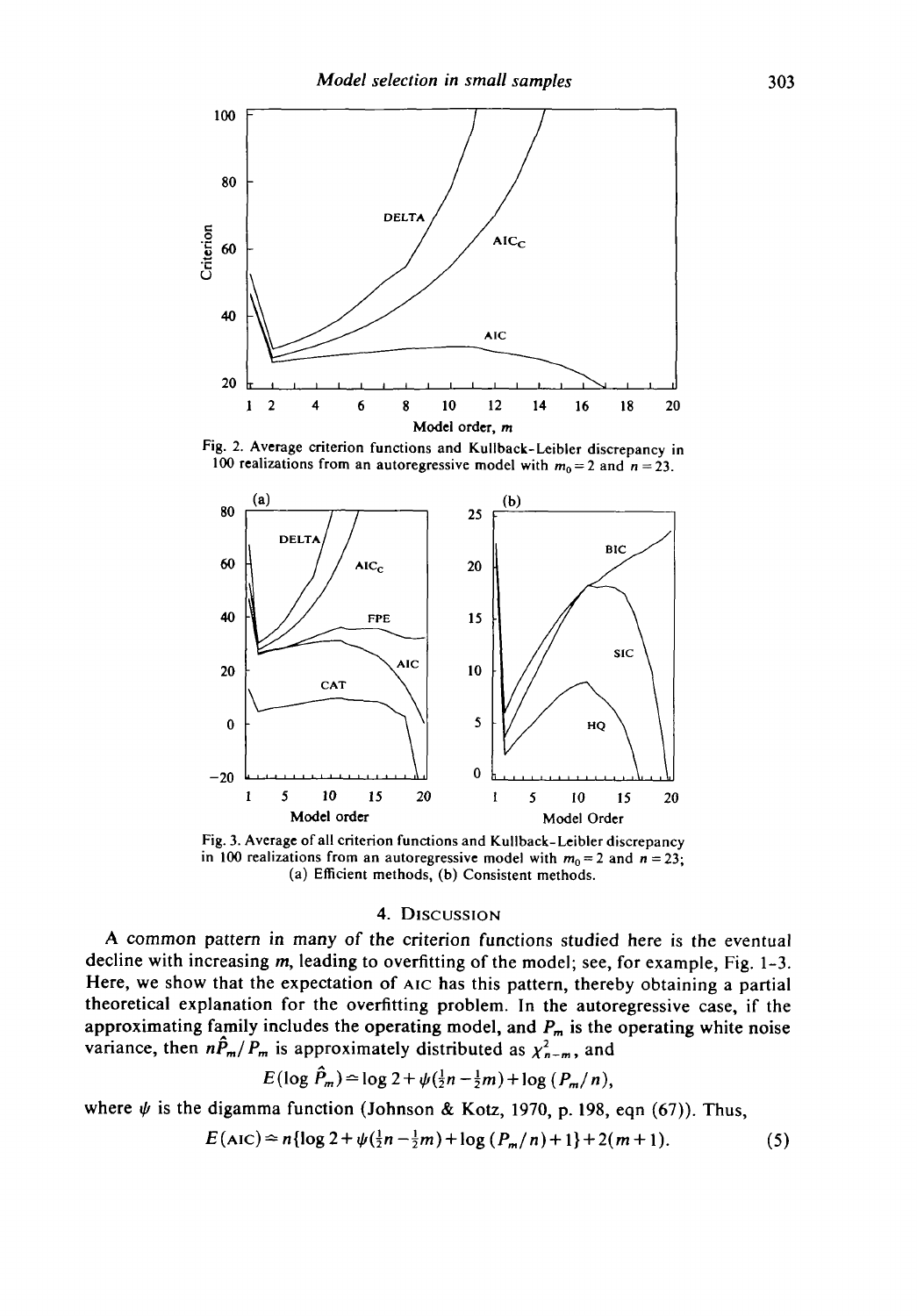100

80

Criterion

60

40

20

DELTA

AIC$_C$

AIC

1 2 4 6 8 10 12 14 16 18 20

Model order, $m$

Fig. 2. Average criterion functions and Kullback-Leibler discrepancy in 100 realizations from an autoregressive model with $m_0 = 2$ and $n = 23$.

(a)

80

60

40

20

0

−20

DELTA

AIC$_C$

FPE

AIC

CAT

1 5 10 15 20

Model order

(b)

25

20

15

10

5

0

BIC

SIC

HQ

1 5 10 15 20

Model Order

Fig. 3. Average of all criterion functions and Kullback-Leibler discrepancy in 100 realizations from an autoregressive model with $m_0 = 2$ and $n = 23$; (a) Efficient methods, (b) Consistent methods.

## 4. Discussion

A common pattern in many of the criterion functions studied here is the eventual decline with increasing $m$, leading to overfitting of the model; see, for example, Fig. 1–3. Here, we show that the expectation of AIC has this pattern, thereby obtaining a partial theoretical explanation for the overfitting problem. In the autoregressive case, if the approximating family includes the operating model, and $P_m$ is the operating white noise variance, then $n\hat{P}_m/P_m$ is approximately distributed as $\chi^2_{n-m}$, and

$$E(\log \hat{P}_m) \simeq \log 2 + \psi(\tfrac{1}{2}n - \tfrac{1}{2}m) + \log(P_m/n),$$

where $\psi$ is the digamma function (Johnson & Kotz, 1970, p. 198, eqn (67)). Thus,

$$E(\text{AIC}) \simeq n\{\log 2 + \psi(\tfrac{1}{2}n - \tfrac{1}{2}m) + \log(P_m/n) + 1\} + 2(m+1). \tag{5}$$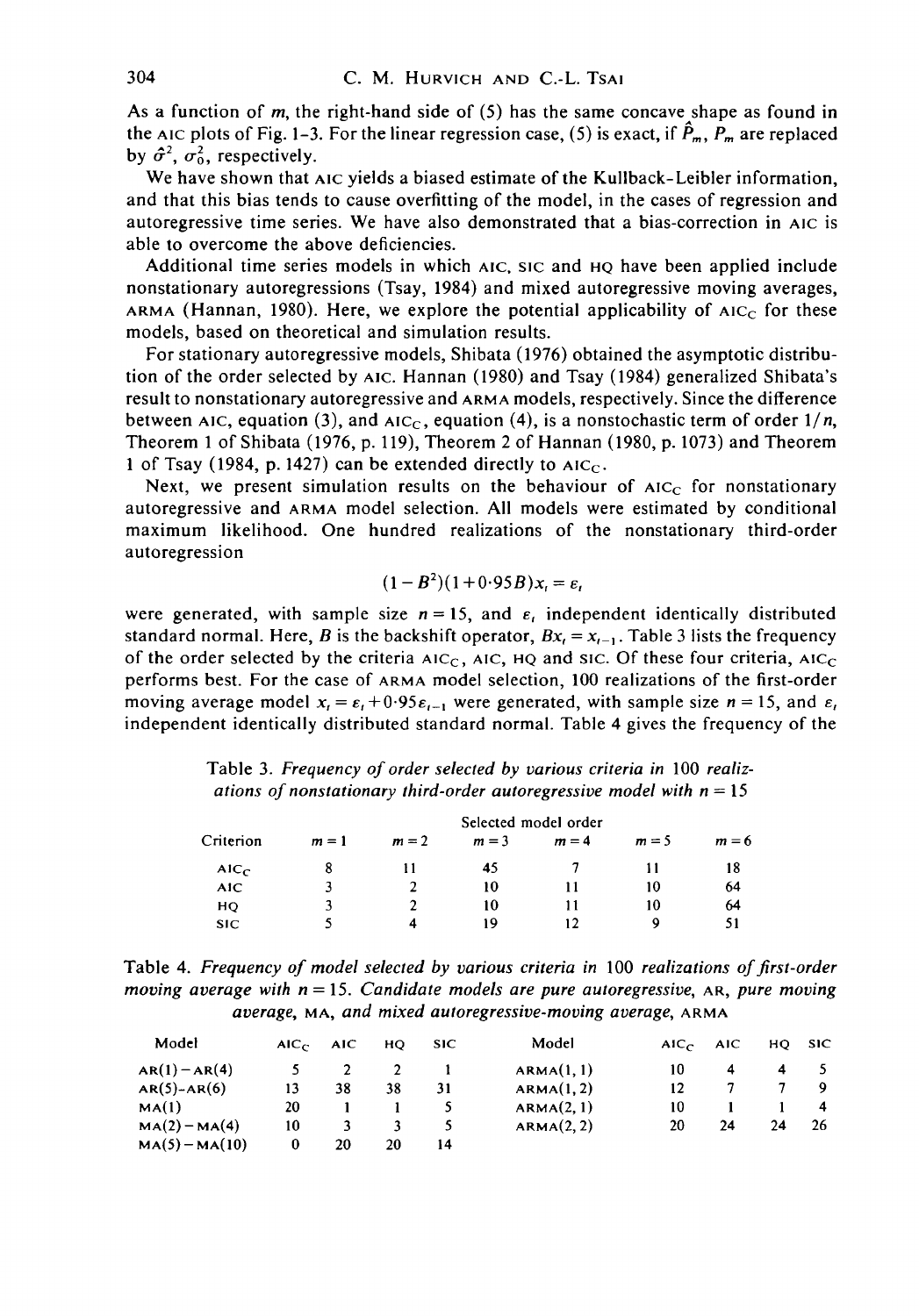As a function of $m$, the right-hand side of (5) has the same concave shape as found in the AIC plots of Fig. 1–3. For the linear regression case, (5) is exact, if $\hat{P}_m$, $P_m$ are replaced by $\hat{\sigma}^2$, $\sigma_0^2$, respectively.

We have shown that AIC yields a biased estimate of the Kullback-Leibler information, and that this bias tends to cause overfitting of the model, in the cases of regression and autoregressive time series. We have also demonstrated that a bias-correction in AIC is able to overcome the above deficiencies.

Additional time series models in which AIC, SIC and HQ have been applied include nonstationary autoregressions (Tsay, 1984) and mixed autoregressive moving averages, ARMA (Hannan, 1980). Here, we explore the potential applicability of $\text{AIC}_\text{C}$ for these models, based on theoretical and simulation results.

For stationary autoregressive models, Shibata (1976) obtained the asymptotic distribution of the order selected by AIC. Hannan (1980) and Tsay (1984) generalized Shibata's result to nonstationary autoregressive and ARMA models, respectively. Since the difference between AIC, equation (3), and $\text{AIC}_\text{C}$, equation (4), is a nonstochastic term of order $1/n$, Theorem 1 of Shibata (1976, p. 119), Theorem 2 of Hannan (1980, p. 1073) and Theorem 1 of Tsay (1984, p. 1427) can be extended directly to $\text{AIC}_\text{C}$.

Next, we present simulation results on the behaviour of $\text{AIC}_\text{C}$ for nonstationary autoregressive and ARMA model selection. All models were estimated by conditional maximum likelihood. One hundred realizations of the nonstationary third-order autoregression

$$(1 - B^2)(1 + 0{\cdot}95B)x_t = \varepsilon_t$$

were generated, with sample size $n = 15$, and $\varepsilon_t$ independent identically distributed standard normal. Here, $B$ is the backshift operator, $Bx_t = x_{t-1}$. Table 3 lists the frequency of the order selected by the criteria $\text{AIC}_\text{C}$, AIC, HQ and SIC. Of these four criteria, $\text{AIC}_\text{C}$ performs best. For the case of ARMA model selection, 100 realizations of the first-order moving average model $x_t = \varepsilon_t + 0{\cdot}95\varepsilon_{t-1}$ were generated, with sample size $n = 15$, and $\varepsilon_t$ independent identically distributed standard normal. Table 4 gives the frequency of the

Table 3. *Frequency of order selected by various criteria in* 100 *realizations of nonstationary third-order autoregressive model with* $n = 15$

| Criterion | Selected model order | | | | | |
|---|---|---|---|---|---|---|
| | $m = 1$ | $m = 2$ | $m = 3$ | $m = 4$ | $m = 5$ | $m = 6$ |
| $\text{AIC}_\text{C}$ | 8 | 11 | 45 | 7 | 11 | 18 |
| AIC | 3 | 2 | 10 | 11 | 10 | 64 |
| HQ | 3 | 2 | 10 | 11 | 10 | 64 |
| SIC | 5 | 4 | 19 | 12 | 9 | 51 |

Table 4. *Frequency of model selected by various criteria in* 100 *realizations of first-order moving average with* $n = 15$. *Candidate models are pure autoregressive,* AR, *pure moving average,* MA, *and mixed autoregressive-moving average,* ARMA

| Model | $\text{AIC}_\text{C}$ | AIC | HQ | SIC | Model | $\text{AIC}_\text{C}$ | AIC | HQ | SIC |
|---|---|---|---|---|---|---|---|---|---|
| AR(1) – AR(4) | 5 | 2 | 2 | 1 | ARMA(1, 1) | 10 | 4 | 4 | 5 |
| AR(5)–AR(6) | 13 | 38 | 38 | 31 | ARMA(1, 2) | 12 | 7 | 7 | 9 |
| MA(1) | 20 | 1 | 1 | 5 | ARMA(2, 1) | 10 | 1 | 1 | 4 |
| MA(2) – MA(4) | 10 | 3 | 3 | 5 | ARMA(2, 2) | 20 | 24 | 24 | 26 |
| MA(5) – MA(10) | 0 | 20 | 20 | 14 | | | | | |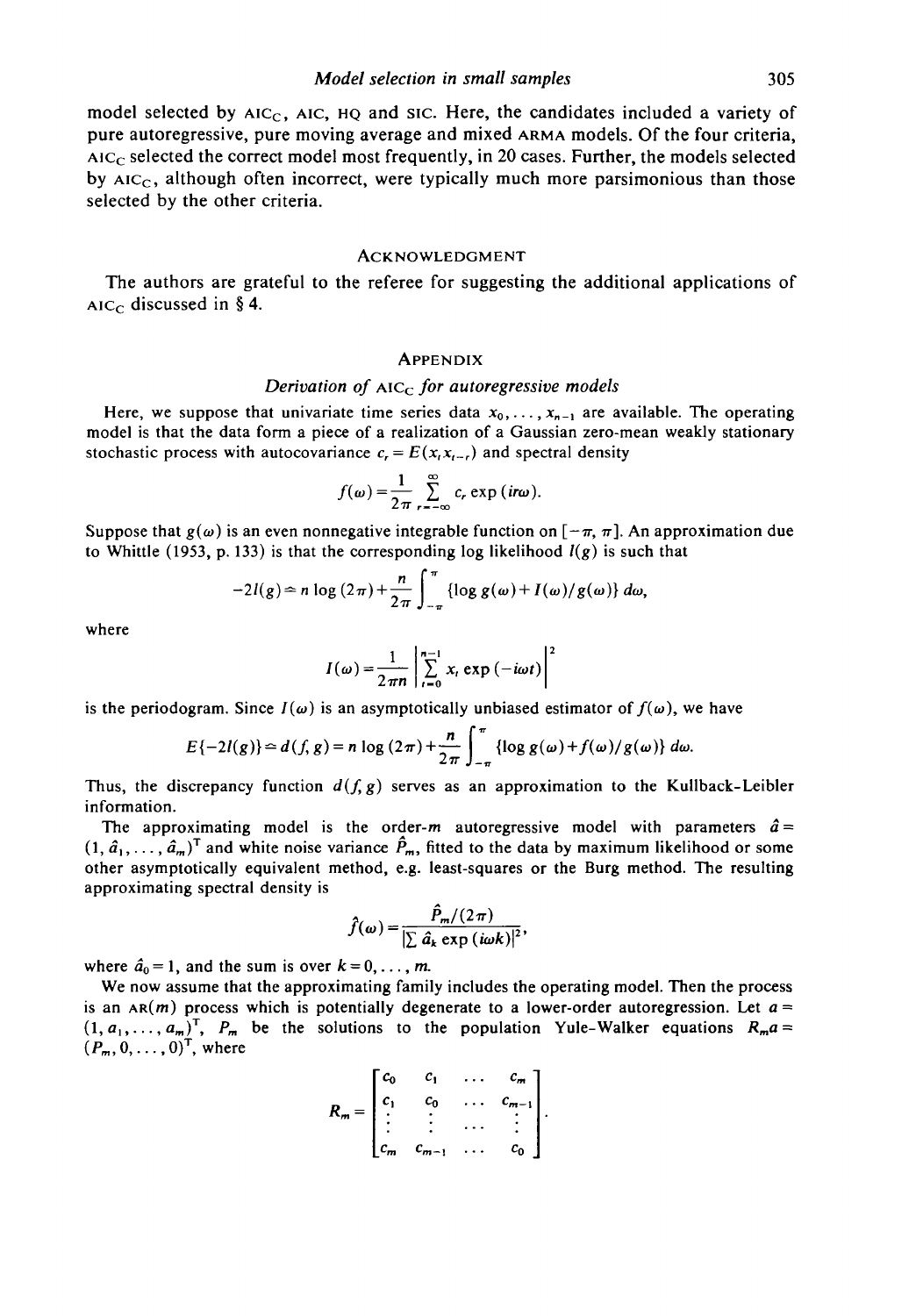model selected by $\text{AIC}_\text{C}$, AIC, HQ and SIC. Here, the candidates included a variety of pure autoregressive, pure moving average and mixed ARMA models. Of the four criteria, $\text{AIC}_\text{C}$ selected the correct model most frequently, in 20 cases. Further, the models selected by $\text{AIC}_\text{C}$, although often incorrect, were typically much more parsimonious than those selected by the other criteria.

## Acknowledgment

The authors are grateful to the referee for suggesting the additional applications of $\text{AIC}_\text{C}$ discussed in § 4.

## Appendix

### *Derivation of* $\text{AIC}_\text{C}$ *for autoregressive models*

Here, we suppose that univariate time series data $x_0, \ldots, x_{n-1}$ are available. The operating model is that the data form a piece of a realization of a Gaussian zero-mean weakly stationary stochastic process with autocovariance $c_r = E(x_t x_{t-r})$ and spectral density

$$f(\omega) = \frac{1}{2\pi} \sum_{r=-\infty}^{\infty} c_r \exp(ir\omega).$$

Suppose that $g(\omega)$ is an even nonnegative integrable function on $[-\pi, \pi]$. An approximation due to Whittle (1953, p. 133) is that the corresponding log likelihood $l(g)$ is such that

$$-2l(g) \doteq n \log(2\pi) + \frac{n}{2\pi} \int_{-\pi}^{\pi} \{\log g(\omega) + I(\omega)/g(\omega)\}\, d\omega,$$

where

$$I(\omega) = \frac{1}{2\pi n} \left| \sum_{t=0}^{n-1} x_t \exp(-i\omega t) \right|^2$$

is the periodogram. Since $I(\omega)$ is an asymptotically unbiased estimator of $f(\omega)$, we have

$$E\{-2l(g)\} \doteq d(f, g) = n \log(2\pi) + \frac{n}{2\pi} \int_{-\pi}^{\pi} \{\log g(\omega) + f(\omega)/g(\omega)\}\, d\omega.$$

Thus, the discrepancy function $d(f, g)$ serves as an approximation to the Kullback-Leibler information.

The approximating model is the order-$m$ autoregressive model with parameters $\hat{a} = (1, \hat{a}_1, \ldots, \hat{a}_m)^\text{T}$ and white noise variance $\hat{P}_m$, fitted to the data by maximum likelihood or some other asymptotically equivalent method, e.g. least-squares or the Burg method. The resulting approximating spectral density is

$$\hat{f}(\omega) = \frac{\hat{P}_m/(2\pi)}{|\sum \hat{a}_k \exp(i\omega k)|^2},$$

where $\hat{a}_0 = 1$, and the sum is over $k = 0, \ldots, m$.

We now assume that the approximating family includes the operating model. Then the process is an AR($m$) process which is potentially degenerate to a lower-order autoregression. Let $a = (1, a_1, \ldots, a_m)^\text{T}$, $P_m$ be the solutions to the population Yule-Walker equations $R_m a = (P_m, 0, \ldots, 0)^\text{T}$, where

$$R_m = \begin{bmatrix} c_0 & c_1 & \ldots & c_m \\ c_1 & c_0 & \ldots & c_{m-1} \\ \vdots & \vdots & \ldots & \vdots \\ c_m & c_{m-1} & \ldots & c_0 \end{bmatrix}.$$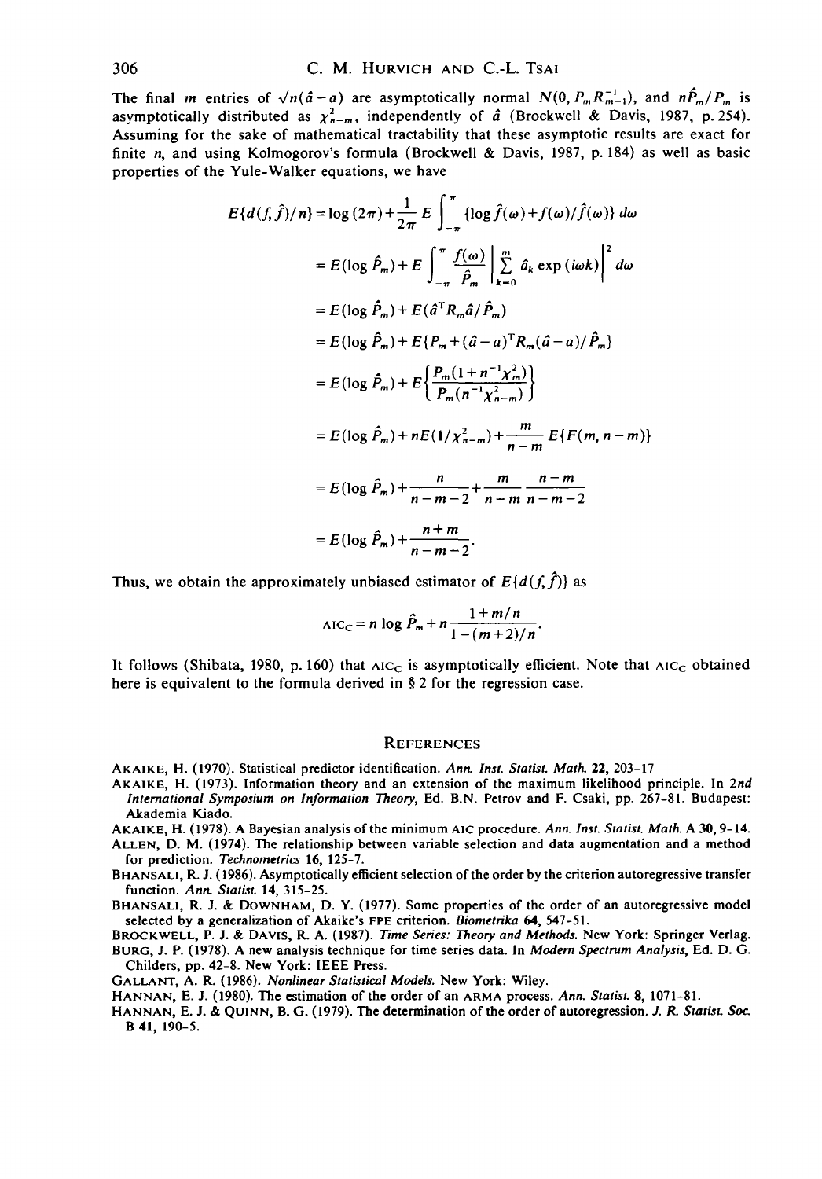The final $m$ entries of $\sqrt{n}(\hat{a}-a)$ are asymptotically normal $N(0, P_m R_{m-1}^{-1})$, and $n\hat{P}_m/P_m$ is asymptotically distributed as $\chi^2_{n-m}$, independently of $\hat{a}$ (Brockwell & Davis, 1987, p. 254). Assuming for the sake of mathematical tractability that these asymptotic results are exact for finite $n$, and using Kolmogorov's formula (Brockwell & Davis, 1987, p. 184) as well as basic properties of the Yule-Walker equations, we have

$$
\begin{aligned}
E\{d(f,\hat{f})/n\} &= \log(2\pi) + \frac{1}{2\pi} E \int_{-\pi}^{\pi} \{\log \hat{f}(\omega) + f(\omega)/\hat{f}(\omega)\}\, d\omega \\
&= E(\log \hat{P}_m) + E\int_{-\pi}^{\pi} \frac{f(\omega)}{\hat{P}_m} \left| \sum_{k=0}^{m} \hat{a}_k \exp(i\omega k)\right|^2 d\omega \\
&= E(\log \hat{P}_m) + E(\hat{a}^{\mathrm{T}} R_m \hat{a}/\hat{P}_m) \\
&= E(\log \hat{P}_m) + E\{P_m + (\hat{a}-a)^{\mathrm{T}} R_m (\hat{a}-a)/\hat{P}_m\} \\
&= E(\log \hat{P}_m) + E\left\{\frac{P_m(1+n^{-1}\chi^2_m)}{P_m(n^{-1}\chi^2_{n-m})}\right\} \\
&= E(\log \hat{P}_m) + nE(1/\chi^2_{n-m}) + \frac{m}{n-m} E\{F(m, n-m)\} \\
&= E(\log \hat{P}_m) + \frac{n}{n-m-2} + \frac{m}{n-m}\frac{n-m}{n-m-2} \\
&= E(\log \hat{P}_m) + \frac{n+m}{n-m-2}.
\end{aligned}
$$

Thus, we obtain the approximately unbiased estimator of $E\{d(f,\hat{f})\}$ as

$$
\mathrm{AIC_C} = n \log \hat{P}_m + n\frac{1+m/n}{1-(m+2)/n}.
$$

It follows (Shibata, 1980, p. 160) that $\mathrm{AIC_C}$ is asymptotically efficient. Note that $\mathrm{AIC_C}$ obtained here is equivalent to the formula derived in § 2 for the regression case.

## References

AKAIKE, H. (1970). Statistical predictor identification. *Ann. Inst. Statist. Math.* **22**, 203-17

AKAIKE, H. (1973). Information theory and an extension of the maximum likelihood principle. In *2nd International Symposium on Information Theory*, Ed. B.N. Petrov and F. Csaki, pp. 267-81. Budapest: Akademia Kiado.

AKAIKE, H. (1978). A Bayesian analysis of the minimum AIC procedure. *Ann. Inst. Statist. Math.* A **30**, 9-14.

ALLEN, D. M. (1974). The relationship between variable selection and data augmentation and a method for prediction. *Technometrics* **16**, 125-7.

BHANSALI, R. J. (1986). Asymptotically efficient selection of the order by the criterion autoregressive transfer function. *Ann. Statist.* **14**, 315-25.

BHANSALI, R. J. & DOWNHAM, D. Y. (1977). Some properties of the order of an autoregressive model selected by a generalization of Akaike's FPE criterion. *Biometrika* **64**, 547-51.

BROCKWELL, P. J. & DAVIS, R. A. (1987). *Time Series: Theory and Methods.* New York: Springer Verlag.

BURG, J. P. (1978). A new analysis technique for time series data. In *Modern Spectrum Analysis*, Ed. D. G. Childers, pp. 42-8. New York: IEEE Press.

GALLANT, A. R. (1986). *Nonlinear Statistical Models.* New York: Wiley.

HANNAN, E. J. (1980). The estimation of the order of an ARMA process. *Ann. Statist.* **8**, 1071-81.

HANNAN, E. J. & QUINN, B. G. (1979). The determination of the order of autoregression. *J. R. Statist. Soc.* B **41**, 190-5.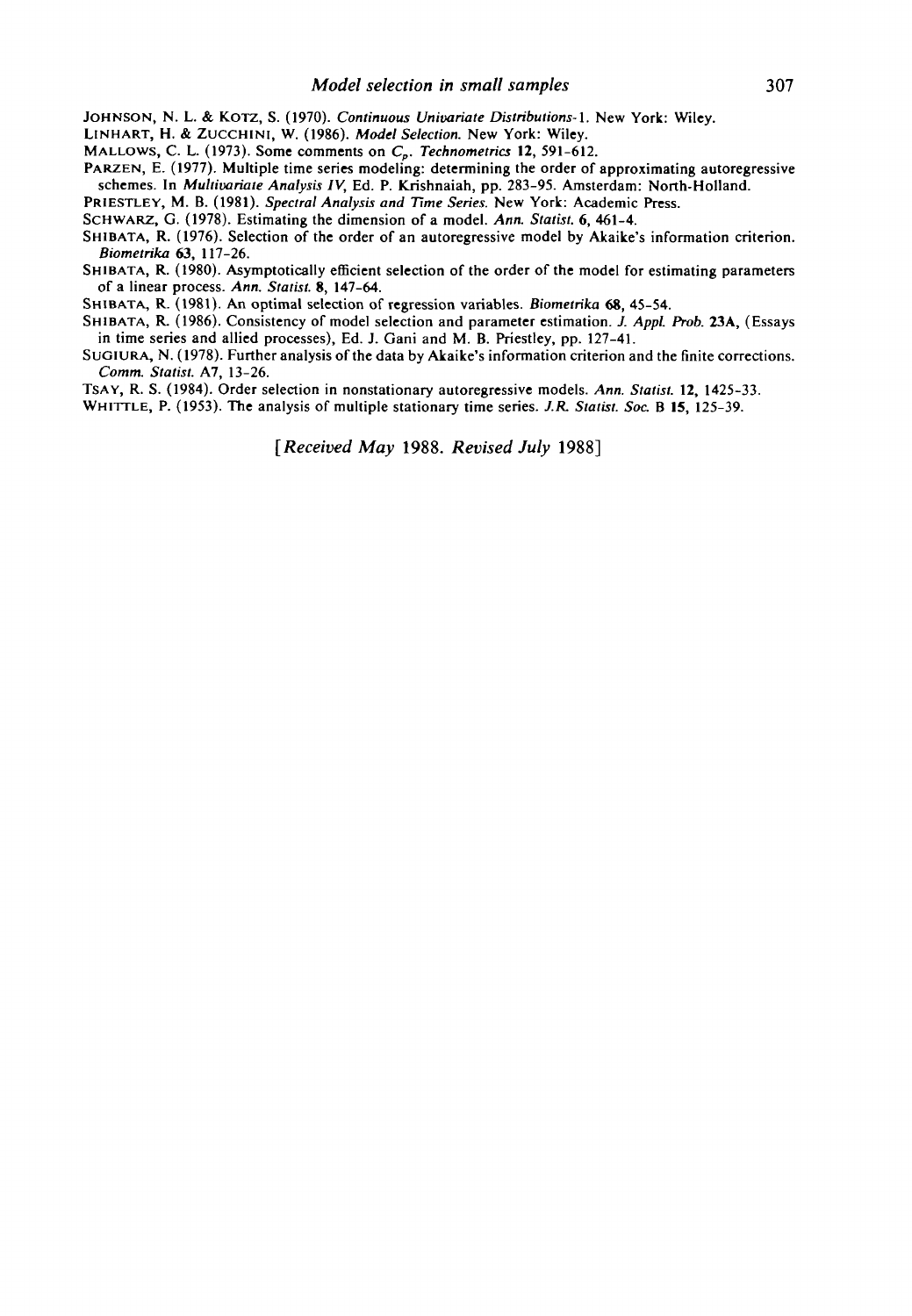JOHNSON, N. L. & KOTZ, S. (1970). *Continuous Univariate Distributions-1*. New York: Wiley.

LINHART, H. & ZUCCHINI, W. (1986). *Model Selection*. New York: Wiley.

MALLOWS, C. L. (1973). Some comments on $C_p$. *Technometrics* **12**, 591-612.

PARZEN, E. (1977). Multiple time series modeling: determining the order of approximating autoregressive schemes. In *Multivariate Analysis IV*, Ed. P. Krishnaiah, pp. 283-95. Amsterdam: North-Holland.

PRIESTLEY, M. B. (1981). *Spectral Analysis and Time Series*. New York: Academic Press.

SCHWARZ, G. (1978). Estimating the dimension of a model. *Ann. Statist.* **6**, 461-4.

SHIBATA, R. (1976). Selection of the order of an autoregressive model by Akaike's information criterion. *Biometrika* **63**, 117-26.

SHIBATA, R. (1980). Asymptotically efficient selection of the order of the model for estimating parameters of a linear process. *Ann. Statist.* **8**, 147-64.

SHIBATA, R. (1981). An optimal selection of regression variables. *Biometrika* **68**, 45-54.

SHIBATA, R. (1986). Consistency of model selection and parameter estimation. *J. Appl. Prob.* **23A**, (Essays in time series and allied processes), Ed. J. Gani and M. B. Priestley, pp. 127-41.

SUGIURA, N. (1978). Further analysis of the data by Akaike's information criterion and the finite corrections. *Comm. Statist.* A7, 13-26.

TSAY, R. S. (1984). Order selection in nonstationary autoregressive models. *Ann. Statist.* **12**, 1425-33.

WHITTLE, P. (1953). The analysis of multiple stationary time series. *J.R. Statist. Soc.* B **15**, 125-39.

[*Received May* 1988. *Revised July* 1988]